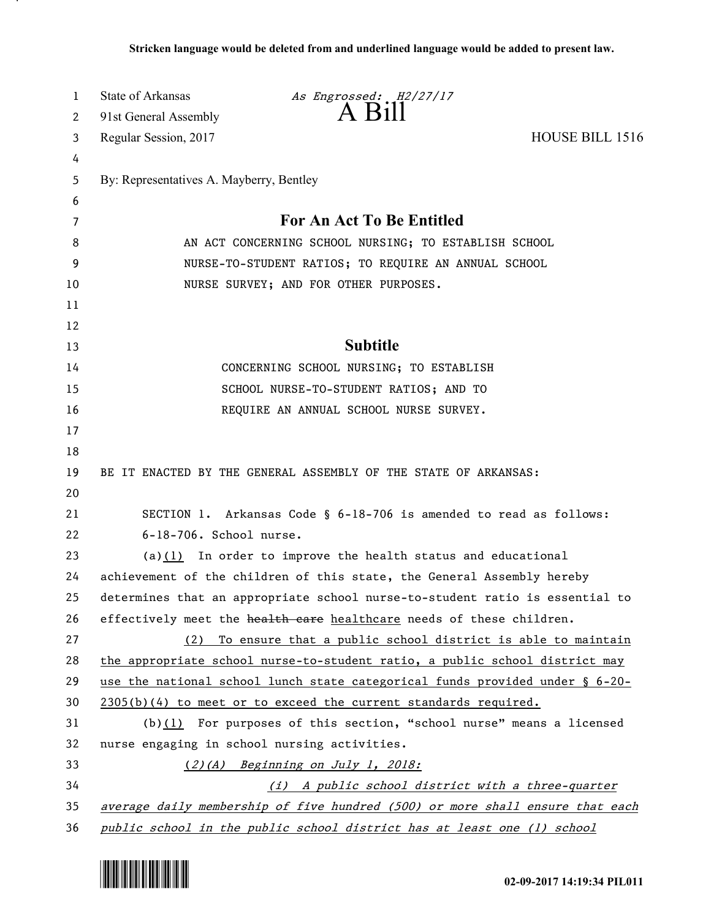**Stricken language would be deleted from and underlined language would be added to present law.**

State of Arkansas *As Engrossed: H2/27/17*
91st General Assembly **A Bill**
Regular Session, 2017 HOUSE BILL 1516

By: Representatives A. Mayberry, Bentley

## For An Act To Be Entitled

AN ACT CONCERNING SCHOOL NURSING; TO ESTABLISH SCHOOL NURSE-TO-STUDENT RATIOS; TO REQUIRE AN ANNUAL SCHOOL NURSE SURVEY; AND FOR OTHER PURPOSES.

## Subtitle

CONCERNING SCHOOL NURSING; TO ESTABLISH SCHOOL NURSE-TO-STUDENT RATIOS; AND TO REQUIRE AN ANNUAL SCHOOL NURSE SURVEY.

BE IT ENACTED BY THE GENERAL ASSEMBLY OF THE STATE OF ARKANSAS:

SECTION 1. Arkansas Code § 6-18-706 is amended to read as follows:

6-18-706. School nurse.

(a)<u>(1)</u> In order to improve the health status and educational achievement of the children of this state, the General Assembly hereby determines that an appropriate school nurse-to-student ratio is essential to effectively meet the ~~health care~~ <u>healthcare</u> needs of these children.

<u>(2) To ensure that a public school district is able to maintain the appropriate school nurse-to-student ratio, a public school district may use the national school lunch state categorical funds provided under § 6-20-2305(b)(4) to meet or to exceed the current standards required.</u>

(b)<u>(1)</u> For purposes of this section, "school nurse" means a licensed nurse engaging in school nursing activities.

<u>*(2)(A) Beginning on July 1, 2018:*</u>

<u>*(i) A public school district with a three-quarter average daily membership of five hundred (500) or more shall ensure that each public school in the public school district has at least one (1) school*</u>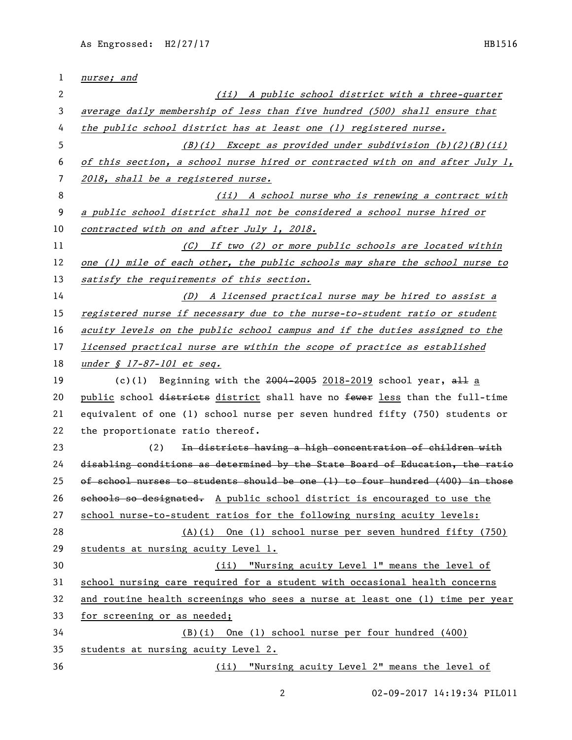*nurse; and*

*(ii) A public school district with a three-quarter average daily membership of less than five hundred (500) shall ensure that the public school district has at least one (1) registered nurse.*

*(B)(i) Except as provided under subdivision (b)(2)(B)(ii) of this section, a school nurse hired or contracted with on and after July 1, 2018, shall be a registered nurse.*

*(ii) A school nurse who is renewing a contract with a public school district shall not be considered a school nurse hired or contracted with on and after July 1, 2018.*

*(C) If two (2) or more public schools are located within one (1) mile of each other, the public schools may share the school nurse to satisfy the requirements of this section.*

*(D) A licensed practical nurse may be hired to assist a registered nurse if necessary due to the nurse-to-student ratio or student acuity levels on the public school campus and if the duties assigned to the licensed practical nurse are within the scope of practice as established under § 17-87-101 et seq.*

(c)(1) Beginning with the ~~2004-2005~~ 2018-2019 school year, ~~all~~ a public school ~~districts~~ district shall have no ~~fewer~~ less than the full-time equivalent of one (1) school nurse per seven hundred fifty (750) students or the proportionate ratio thereof.

(2) ~~In districts having a high concentration of children with disabling conditions as determined by the State Board of Education, the ratio of school nurses to students should be one (1) to four hundred (400) in those schools so designated.~~ A public school district is encouraged to use the school nurse-to-student ratios for the following nursing acuity levels:

(A)(i) One (1) school nurse per seven hundred fifty (750) students at nursing acuity Level 1.

(ii) "Nursing acuity Level 1" means the level of school nursing care required for a student with occasional health concerns and routine health screenings who sees a nurse at least one (1) time per year for screening or as needed;

(B)(i) One (1) school nurse per four hundred (400) students at nursing acuity Level 2.

(ii) "Nursing acuity Level 2" means the level of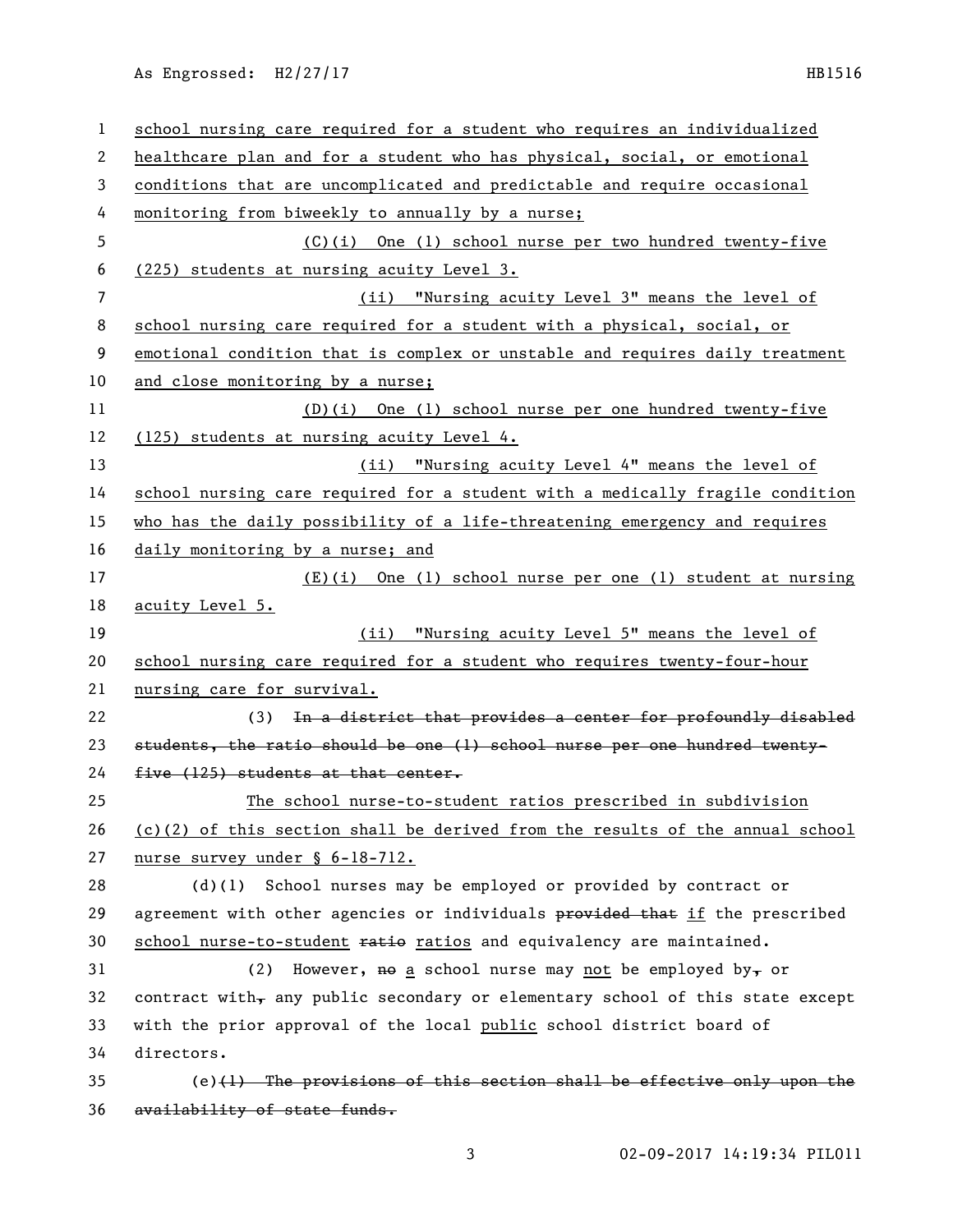school nursing care required for a student who requires an individualized healthcare plan and for a student who has physical, social, or emotional conditions that are uncomplicated and predictable and require occasional monitoring from biweekly to annually by a nurse;

(C)(i) One (1) school nurse per two hundred twenty-five (225) students at nursing acuity Level 3.

(ii) "Nursing acuity Level 3" means the level of school nursing care required for a student with a physical, social, or emotional condition that is complex or unstable and requires daily treatment and close monitoring by a nurse;

(D)(i) One (1) school nurse per one hundred twenty-five (125) students at nursing acuity Level 4.

(ii) "Nursing acuity Level 4" means the level of school nursing care required for a student with a medically fragile condition who has the daily possibility of a life-threatening emergency and requires daily monitoring by a nurse; and

(E)(i) One (1) school nurse per one (1) student at nursing acuity Level 5.

(ii) "Nursing acuity Level 5" means the level of school nursing care required for a student who requires twenty-four-hour nursing care for survival.

(3) ~~In a district that provides a center for profoundly disabled students, the ratio should be one (1) school nurse per one hundred twenty-five (125) students at that center.~~

The school nurse-to-student ratios prescribed in subdivision (c)(2) of this section shall be derived from the results of the annual school nurse survey under § 6-18-712.

(d)(1) School nurses may be employed or provided by contract or agreement with other agencies or individuals ~~provided that~~ if the prescribed school nurse-to-student ~~ratio~~ ratios and equivalency are maintained.

(2) However, ~~no~~ a school nurse may not be employed by~~,~~ or contract with~~,~~ any public secondary or elementary school of this state except with the prior approval of the local public school district board of directors.

(e)~~(1) The provisions of this section shall be effective only upon the availability of state funds.~~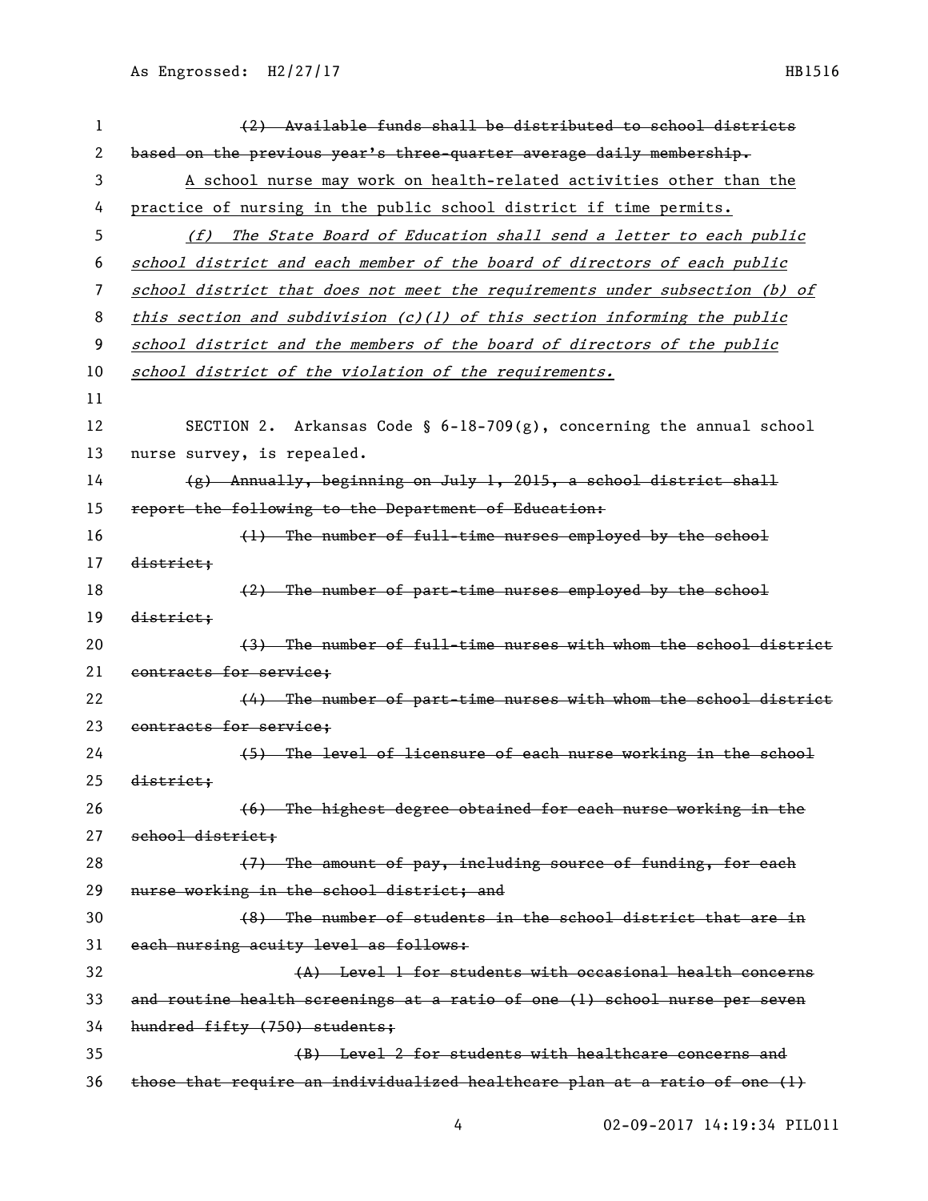~~(2) Available funds shall be distributed to school districts based on the previous year's three-quarter average daily membership.~~

A school nurse may work on health-related activities other than the practice of nursing in the public school district if time permits.

*(f) The State Board of Education shall send a letter to each public school district and each member of the board of directors of each public school district that does not meet the requirements under subsection (b) of this section and subdivision (c)(1) of this section informing the public school district and the members of the board of directors of the public school district of the violation of the requirements.*

SECTION 2. Arkansas Code § 6-18-709(g), concerning the annual school nurse survey, is repealed.

~~(g) Annually, beginning on July 1, 2015, a school district shall report the following to the Department of Education:~~

~~(1) The number of full-time nurses employed by the school district;~~

~~(2) The number of part-time nurses employed by the school district;~~

~~(3) The number of full-time nurses with whom the school district contracts for service;~~

~~(4) The number of part-time nurses with whom the school district contracts for service;~~

~~(5) The level of licensure of each nurse working in the school district;~~

~~(6) The highest degree obtained for each nurse working in the school district;~~

~~(7) The amount of pay, including source of funding, for each nurse working in the school district; and~~

~~(8) The number of students in the school district that are in each nursing acuity level as follows:~~

~~(A) Level 1 for students with occasional health concerns and routine health screenings at a ratio of one (1) school nurse per seven hundred fifty (750) students;~~

~~(B) Level 2 for students with healthcare concerns and those that require an individualized healthcare plan at a ratio of one (1)~~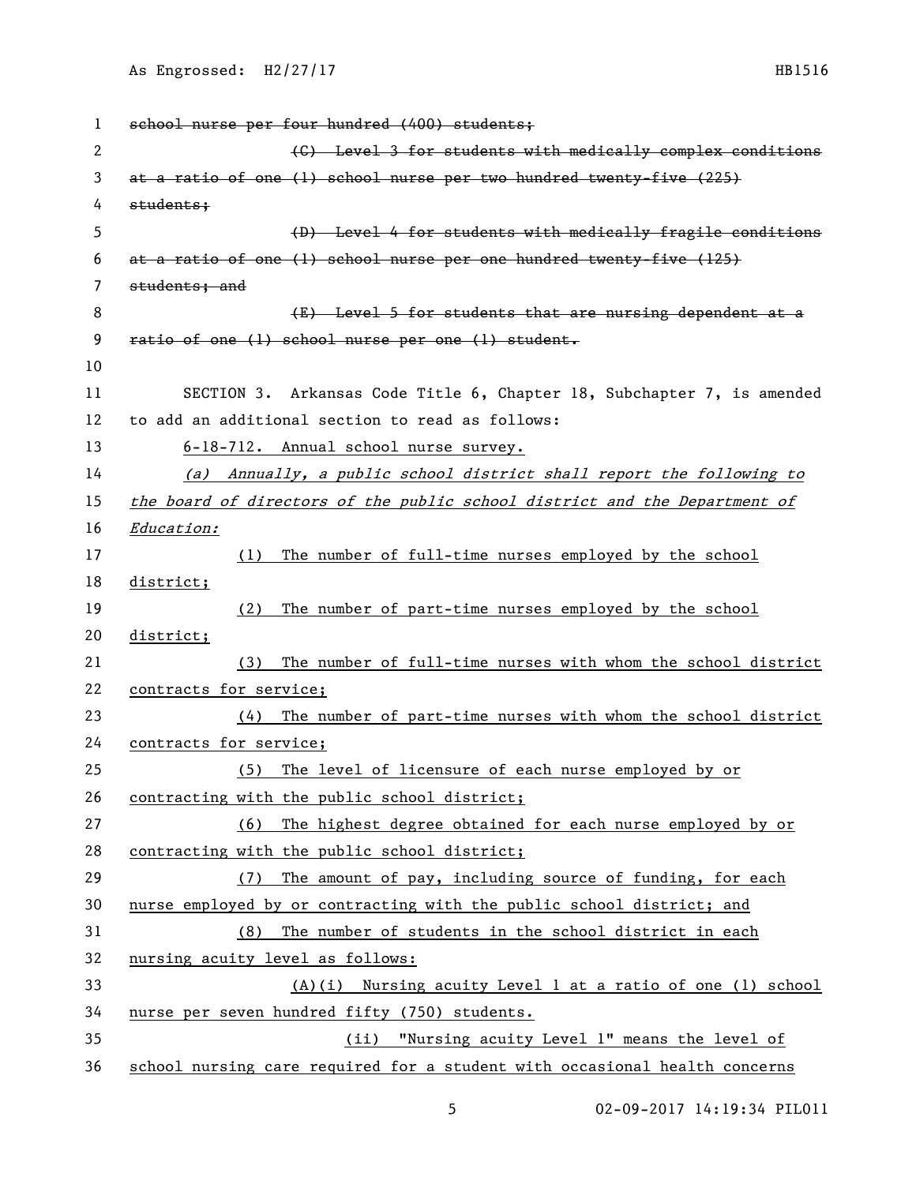~~school nurse per four hundred (400) students;~~

~~(C) Level 3 for students with medically complex conditions at a ratio of one (1) school nurse per two hundred twenty-five (225) students;~~

~~(D) Level 4 for students with medically fragile conditions at a ratio of one (1) school nurse per one hundred twenty-five (125) students; and~~

~~(E) Level 5 for students that are nursing dependent at a ratio of one (1) school nurse per one (1) student.~~

SECTION 3. Arkansas Code Title 6, Chapter 18, Subchapter 7, is amended to add an additional section to read as follows:

6-18-712. Annual school nurse survey.

*(a) Annually, a public school district shall report the following to the board of directors of the public school district and the Department of Education:*

(1) The number of full-time nurses employed by the school district;

(2) The number of part-time nurses employed by the school district;

(3) The number of full-time nurses with whom the school district contracts for service;

(4) The number of part-time nurses with whom the school district contracts for service;

(5) The level of licensure of each nurse employed by or contracting with the public school district;

(6) The highest degree obtained for each nurse employed by or contracting with the public school district;

(7) The amount of pay, including source of funding, for each nurse employed by or contracting with the public school district; and

(8) The number of students in the school district in each nursing acuity level as follows:

(A)(i) Nursing acuity Level 1 at a ratio of one (1) school nurse per seven hundred fifty (750) students.

(ii) "Nursing acuity Level 1" means the level of school nursing care required for a student with occasional health concerns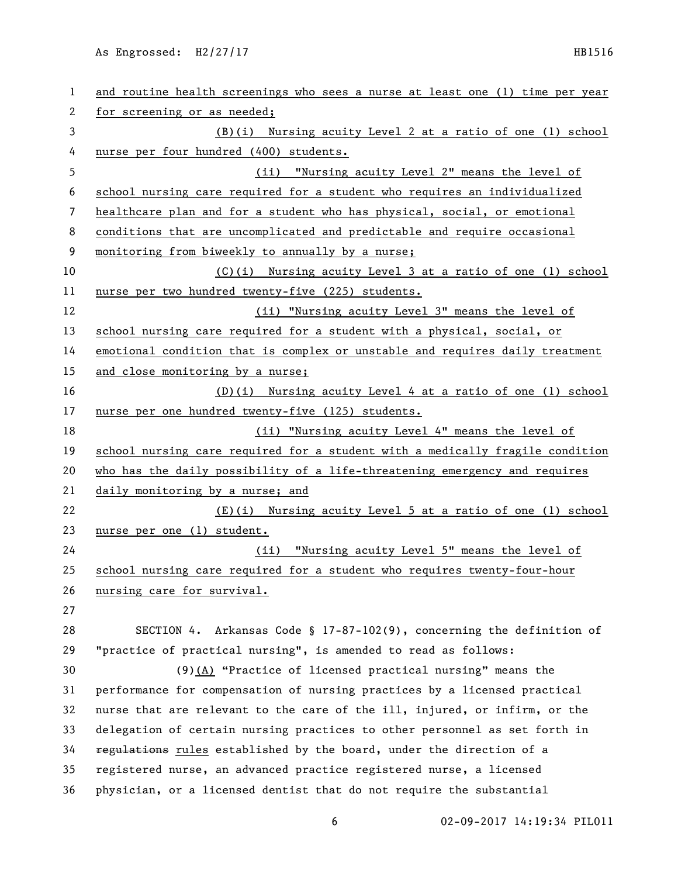and routine health screenings who sees a nurse at least one (1) time per year for screening or as needed;

(B)(i) Nursing acuity Level 2 at a ratio of one (1) school nurse per four hundred (400) students.

(ii) "Nursing acuity Level 2" means the level of school nursing care required for a student who requires an individualized healthcare plan and for a student who has physical, social, or emotional conditions that are uncomplicated and predictable and require occasional monitoring from biweekly to annually by a nurse;

(C)(i) Nursing acuity Level 3 at a ratio of one (1) school nurse per two hundred twenty-five (225) students.

(ii) "Nursing acuity Level 3" means the level of school nursing care required for a student with a physical, social, or emotional condition that is complex or unstable and requires daily treatment and close monitoring by a nurse;

(D)(i) Nursing acuity Level 4 at a ratio of one (1) school nurse per one hundred twenty-five (125) students.

(ii) "Nursing acuity Level 4" means the level of school nursing care required for a student with a medically fragile condition who has the daily possibility of a life-threatening emergency and requires daily monitoring by a nurse; and

(E)(i) Nursing acuity Level 5 at a ratio of one (1) school nurse per one (1) student.

(ii) "Nursing acuity Level 5" means the level of school nursing care required for a student who requires twenty-four-hour nursing care for survival.

SECTION 4. Arkansas Code § 17-87-102(9), concerning the definition of "practice of practical nursing", is amended to read as follows:

(9)(A) "Practice of licensed practical nursing" means the performance for compensation of nursing practices by a licensed practical nurse that are relevant to the care of the ill, injured, or infirm, or the delegation of certain nursing practices to other personnel as set forth in ~~regulations~~ rules established by the board, under the direction of a registered nurse, an advanced practice registered nurse, a licensed physician, or a licensed dentist that do not require the substantial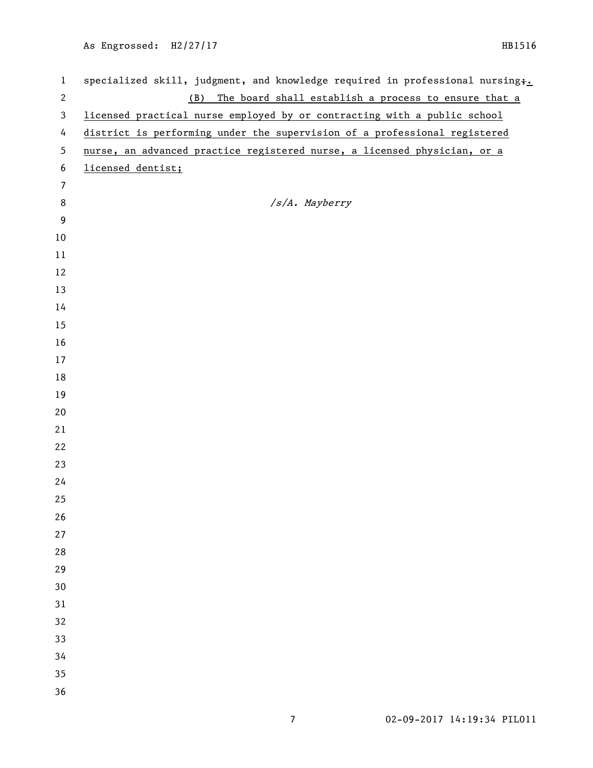specialized skill, judgment, and knowledge required in professional nursing;.

(B) The board shall establish a process to ensure that a licensed practical nurse employed by or contracting with a public school district is performing under the supervision of a professional registered nurse, an advanced practice registered nurse, a licensed physician, or a licensed dentist;

*/s/A. Mayberry*